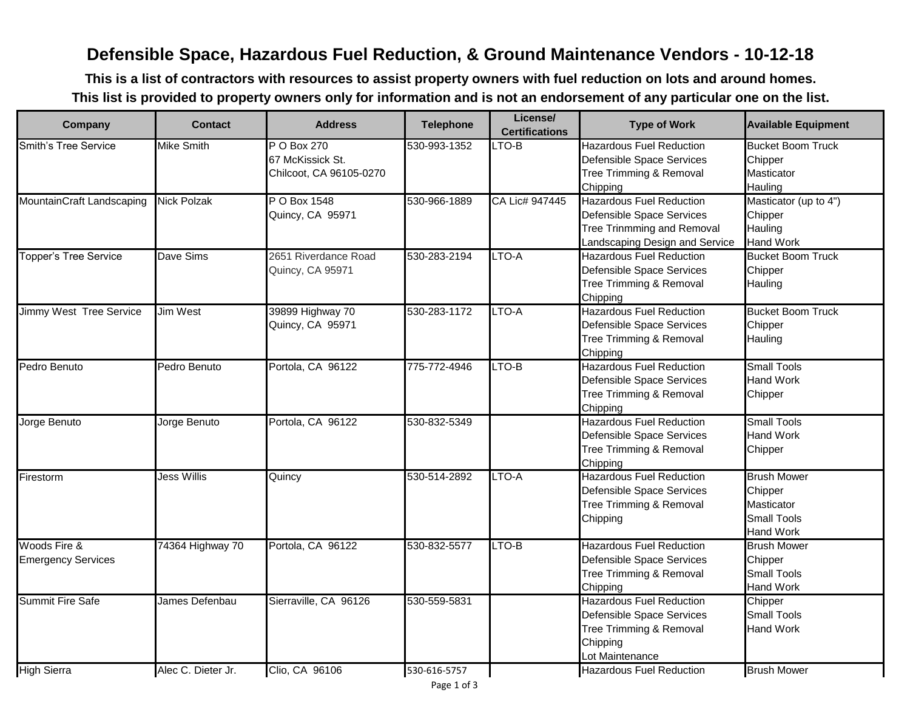# Defensible Space, Hazardous Fuel Reduction, & Ground Maintenance Vendors - 10-12-18

**This is a list of contractors with resources to assist property owners with fuel reduction on lots and around homes.**

**This list is provided to property owners only for information and is not an endorsement of any particular one on the list.**

| Company | Contact | Address | Telephone | License/ Certifications | Type of Work | Available Equipment |
|---|---|---|---|---|---|---|
| Smith's Tree Service | Mike Smith | P O Box 270<br>67 McKissick St.<br>Chilcoot, CA 96105-0270 | 530-993-1352 | LTO-B | Hazardous Fuel Reduction<br>Defensible Space Services<br>Tree Trimming & Removal<br>Chipping | Bucket Boom Truck<br>Chipper<br>Masticator<br>Hauling |
| MountainCraft Landscaping | Nick Polzak | P O Box 1548<br>Quincy, CA 95971 | 530-966-1889 | CA Lic# 947445 | Hazardous Fuel Reduction<br>Defensible Space Services<br>Tree Trinmming and Removal<br>Landscaping Design and Service | Masticator (up to 4")<br>Chipper<br>Hauling<br>Hand Work |
| Topper's Tree Service | Dave Sims | 2651 Riverdance Road<br>Quincy, CA 95971 | 530-283-2194 | LTO-A | Hazardous Fuel Reduction<br>Defensible Space Services<br>Tree Trimming & Removal<br>Chipping | Bucket Boom Truck<br>Chipper<br>Hauling |
| Jimmy West Tree Service | Jim West | 39899 Highway 70<br>Quincy, CA 95971 | 530-283-1172 | LTO-A | Hazardous Fuel Reduction<br>Defensible Space Services<br>Tree Trimming & Removal<br>Chipping | Bucket Boom Truck<br>Chipper<br>Hauling |
| Pedro Benuto | Pedro Benuto | Portola, CA 96122 | 775-772-4946 | LTO-B | Hazardous Fuel Reduction<br>Defensible Space Services<br>Tree Trimming & Removal<br>Chipping | Small Tools<br>Hand Work<br>Chipper |
| Jorge Benuto | Jorge Benuto | Portola, CA 96122 | 530-832-5349 | | Hazardous Fuel Reduction<br>Defensible Space Services<br>Tree Trimming & Removal<br>Chipping | Small Tools<br>Hand Work<br>Chipper |
| Firestorm | Jess Willis | Quincy | 530-514-2892 | LTO-A | Hazardous Fuel Reduction<br>Defensible Space Services<br>Tree Trimming & Removal<br>Chipping | Brush Mower<br>Chipper<br>Masticator<br>Small Tools<br>Hand Work |
| Woods Fire &<br>Emergency Services | 74364 Highway 70 | Portola, CA 96122 | 530-832-5577 | LTO-B | Hazardous Fuel Reduction<br>Defensible Space Services<br>Tree Trimming & Removal<br>Chipping | Brush Mower<br>Chipper<br>Small Tools<br>Hand Work |
| Summit Fire Safe | James Defenbau | Sierraville, CA 96126 | 530-559-5831 | | Hazardous Fuel Reduction<br>Defensible Space Services<br>Tree Trimming & Removal<br>Chipping<br>Lot Maintenance | Chipper<br>Small Tools<br>Hand Work |
| High Sierra | Alec C. Dieter Jr. | Clio, CA 96106 | 530-616-5757 | | Hazardous Fuel Reduction | Brush Mower |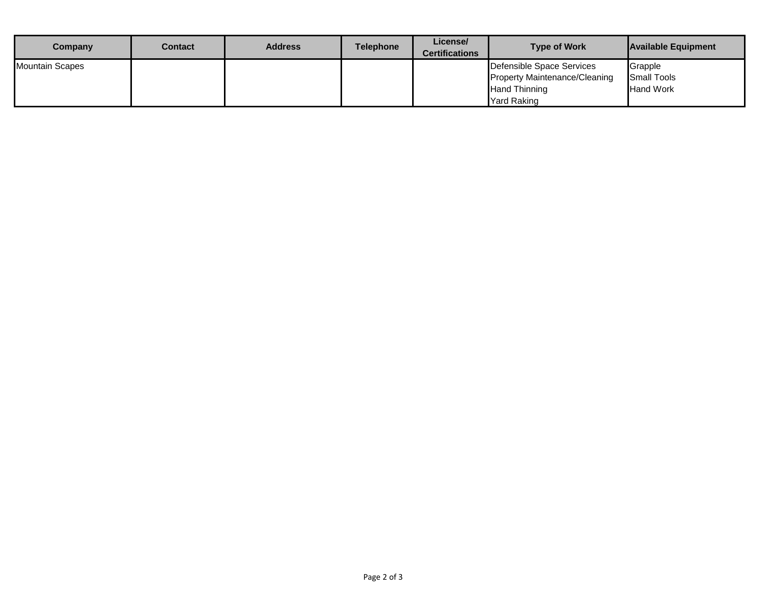| Company | Contact | Address | Telephone | License/ Certifications | Type of Work | Available Equipment |
|---|---|---|---|---|---|---|
| Mountain Scapes | | | | | Defensible Space Services<br>Property Maintenance/Cleaning<br>Hand Thinning<br>Yard Raking | Grapple<br>Small Tools<br>Hand Work |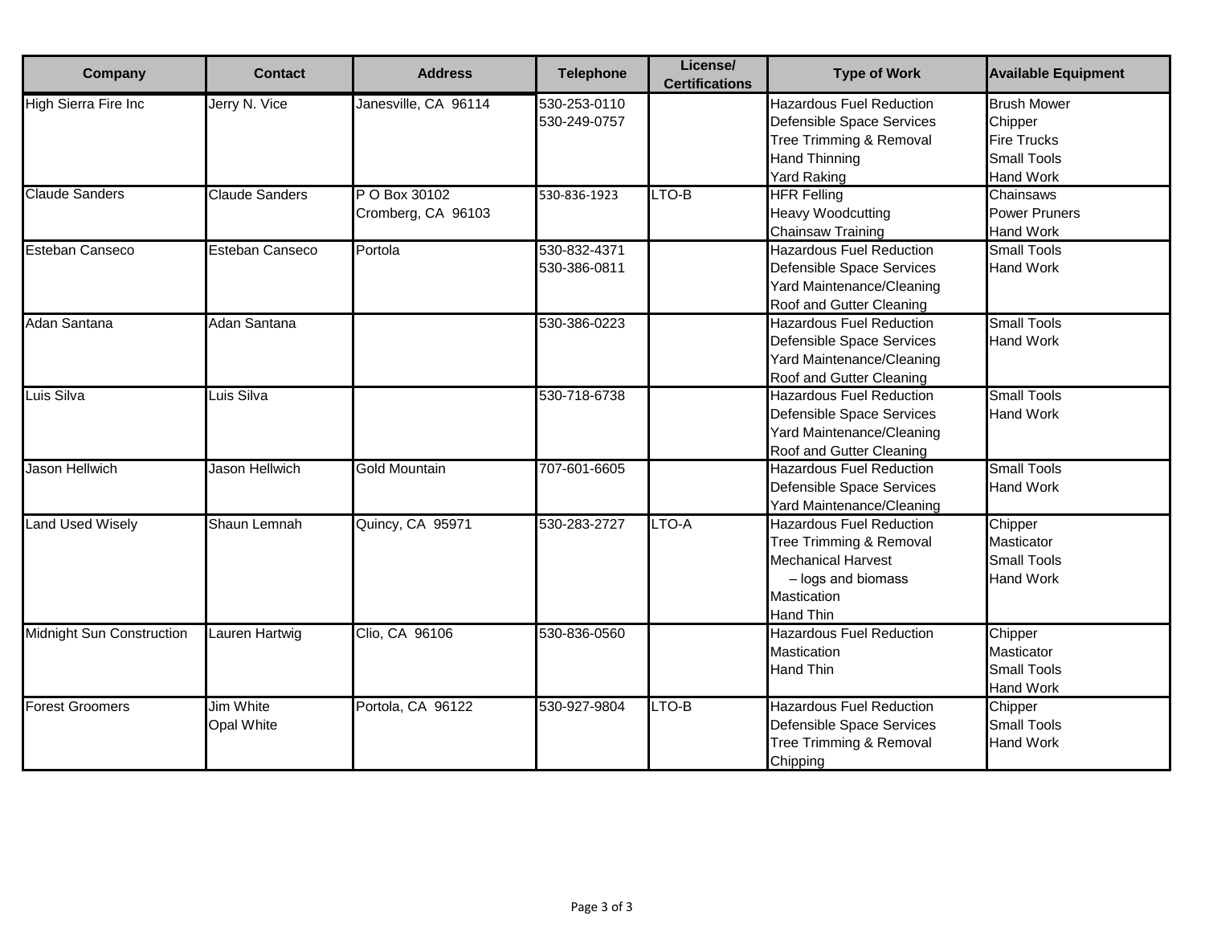| Company | Contact | Address | Telephone | License/ Certifications | Type of Work | Available Equipment |
|---|---|---|---|---|---|---|
| High Sierra Fire Inc | Jerry N. Vice | Janesville, CA 96114 | 530-253-0110<br>530-249-0757 | | Hazardous Fuel Reduction<br>Defensible Space Services<br>Tree Trimming & Removal<br>Hand Thinning<br>Yard Raking | Brush Mower<br>Chipper<br>Fire Trucks<br>Small Tools<br>Hand Work |
| Claude Sanders | Claude Sanders | P O Box 30102<br>Cromberg, CA 96103 | 530-836-1923 | LTO-B | HFR Felling<br>Heavy Woodcutting<br>Chainsaw Training | Chainsaws<br>Power Pruners<br>Hand Work |
| Esteban Canseco | Esteban Canseco | Portola | 530-832-4371<br>530-386-0811 | | Hazardous Fuel Reduction<br>Defensible Space Services<br>Yard Maintenance/Cleaning<br>Roof and Gutter Cleaning | Small Tools<br>Hand Work |
| Adan Santana | Adan Santana | | 530-386-0223 | | Hazardous Fuel Reduction<br>Defensible Space Services<br>Yard Maintenance/Cleaning<br>Roof and Gutter Cleaning | Small Tools<br>Hand Work |
| Luis Silva | Luis Silva | | 530-718-6738 | | Hazardous Fuel Reduction<br>Defensible Space Services<br>Yard Maintenance/Cleaning<br>Roof and Gutter Cleaning | Small Tools<br>Hand Work |
| Jason Hellwich | Jason Hellwich | Gold Mountain | 707-601-6605 | | Hazardous Fuel Reduction<br>Defensible Space Services<br>Yard Maintenance/Cleaning | Small Tools<br>Hand Work |
| Land Used Wisely | Shaun Lemnah | Quincy, CA 95971 | 530-283-2727 | LTO-A | Hazardous Fuel Reduction<br>Tree Trimming & Removal<br>Mechanical Harvest<br>– logs and biomass<br>Mastication<br>Hand Thin | Chipper<br>Masticator<br>Small Tools<br>Hand Work |
| Midnight Sun Construction | Lauren Hartwig | Clio, CA 96106 | 530-836-0560 | | Hazardous Fuel Reduction<br>Mastication<br>Hand Thin | Chipper<br>Masticator<br>Small Tools<br>Hand Work |
| Forest Groomers | Jim White<br>Opal White | Portola, CA 96122 | 530-927-9804 | LTO-B | Hazardous Fuel Reduction<br>Defensible Space Services<br>Tree Trimming & Removal<br>Chipping | Chipper<br>Small Tools<br>Hand Work |